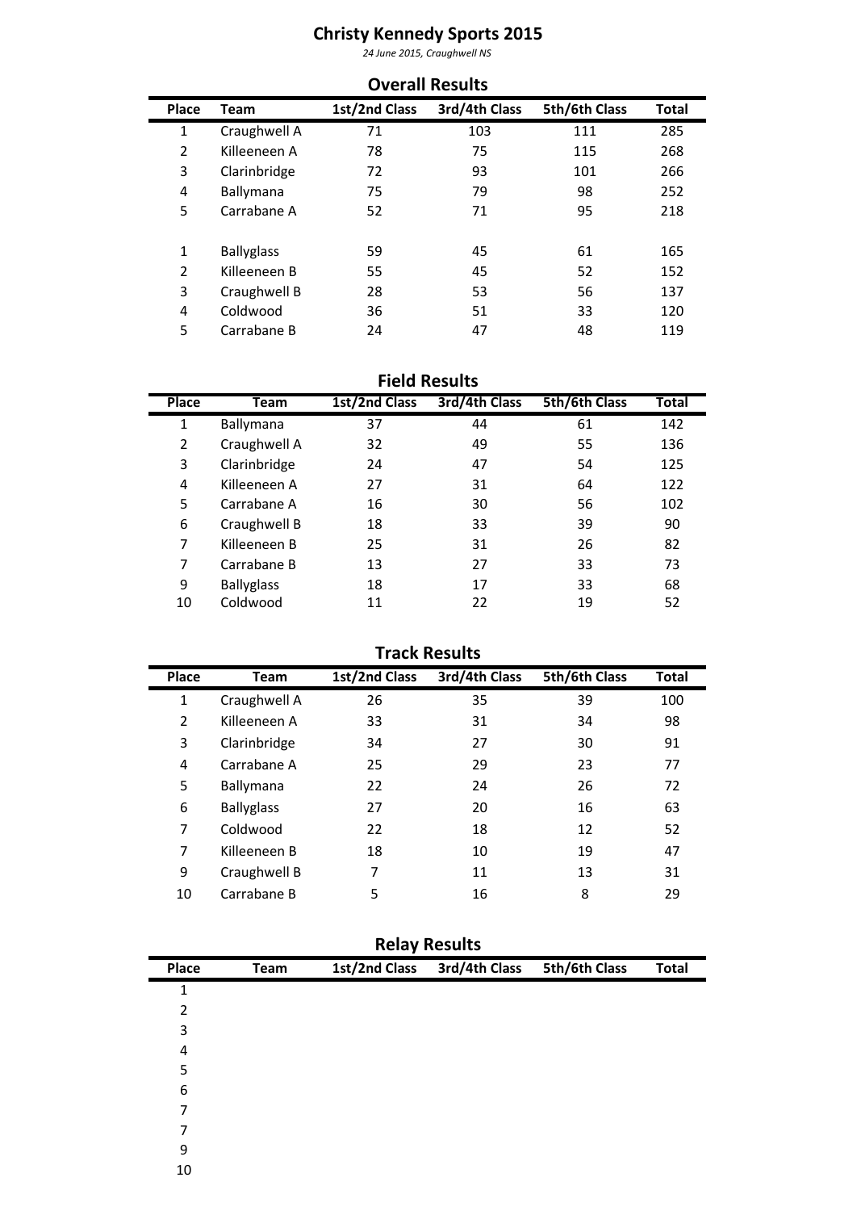# Christy Kennedy Sports 2015

*24 June 2015, Craughwell NS*

## Overall Results

| Place | Team | 1st/2nd Class | 3rd/4th Class | 5th/6th Class | Total |
|---|---|---|---|---|---|
| 1 | Craughwell A | 71 | 103 | 111 | 285 |
| 2 | Killeeneen A | 78 | 75 | 115 | 268 |
| 3 | Clarinbridge | 72 | 93 | 101 | 266 |
| 4 | Ballymana | 75 | 79 | 98 | 252 |
| 5 | Carrabane A | 52 | 71 | 95 | 218 |
| | | | | | |
| 1 | Ballyglass | 59 | 45 | 61 | 165 |
| 2 | Killeeneen B | 55 | 45 | 52 | 152 |
| 3 | Craughwell B | 28 | 53 | 56 | 137 |
| 4 | Coldwood | 36 | 51 | 33 | 120 |
| 5 | Carrabane B | 24 | 47 | 48 | 119 |

## Field Results

| Place | Team | 1st/2nd Class | 3rd/4th Class | 5th/6th Class | Total |
|---|---|---|---|---|---|
| 1 | Ballymana | 37 | 44 | 61 | 142 |
| 2 | Craughwell A | 32 | 49 | 55 | 136 |
| 3 | Clarinbridge | 24 | 47 | 54 | 125 |
| 4 | Killeeneen A | 27 | 31 | 64 | 122 |
| 5 | Carrabane A | 16 | 30 | 56 | 102 |
| 6 | Craughwell B | 18 | 33 | 39 | 90 |
| 7 | Killeeneen B | 25 | 31 | 26 | 82 |
| 7 | Carrabane B | 13 | 27 | 33 | 73 |
| 9 | Ballyglass | 18 | 17 | 33 | 68 |
| 10 | Coldwood | 11 | 22 | 19 | 52 |

## Track Results

| Place | Team | 1st/2nd Class | 3rd/4th Class | 5th/6th Class | Total |
|---|---|---|---|---|---|
| 1 | Craughwell A | 26 | 35 | 39 | 100 |
| 2 | Killeeneen A | 33 | 31 | 34 | 98 |
| 3 | Clarinbridge | 34 | 27 | 30 | 91 |
| 4 | Carrabane A | 25 | 29 | 23 | 77 |
| 5 | Ballymana | 22 | 24 | 26 | 72 |
| 6 | Ballyglass | 27 | 20 | 16 | 63 |
| 7 | Coldwood | 22 | 18 | 12 | 52 |
| 7 | Killeeneen B | 18 | 10 | 19 | 47 |
| 9 | Craughwell B | 7 | 11 | 13 | 31 |
| 10 | Carrabane B | 5 | 16 | 8 | 29 |

## Relay Results

| Place | Team | 1st/2nd Class | 3rd/4th Class | 5th/6th Class | Total |
|---|---|---|---|---|---|
| 1 | | | | | |
| 2 | | | | | |
| 3 | | | | | |
| 4 | | | | | |
| 5 | | | | | |
| 6 | | | | | |
| 7 | | | | | |
| 7 | | | | | |
| 9 | | | | | |
| 10 | | | | | |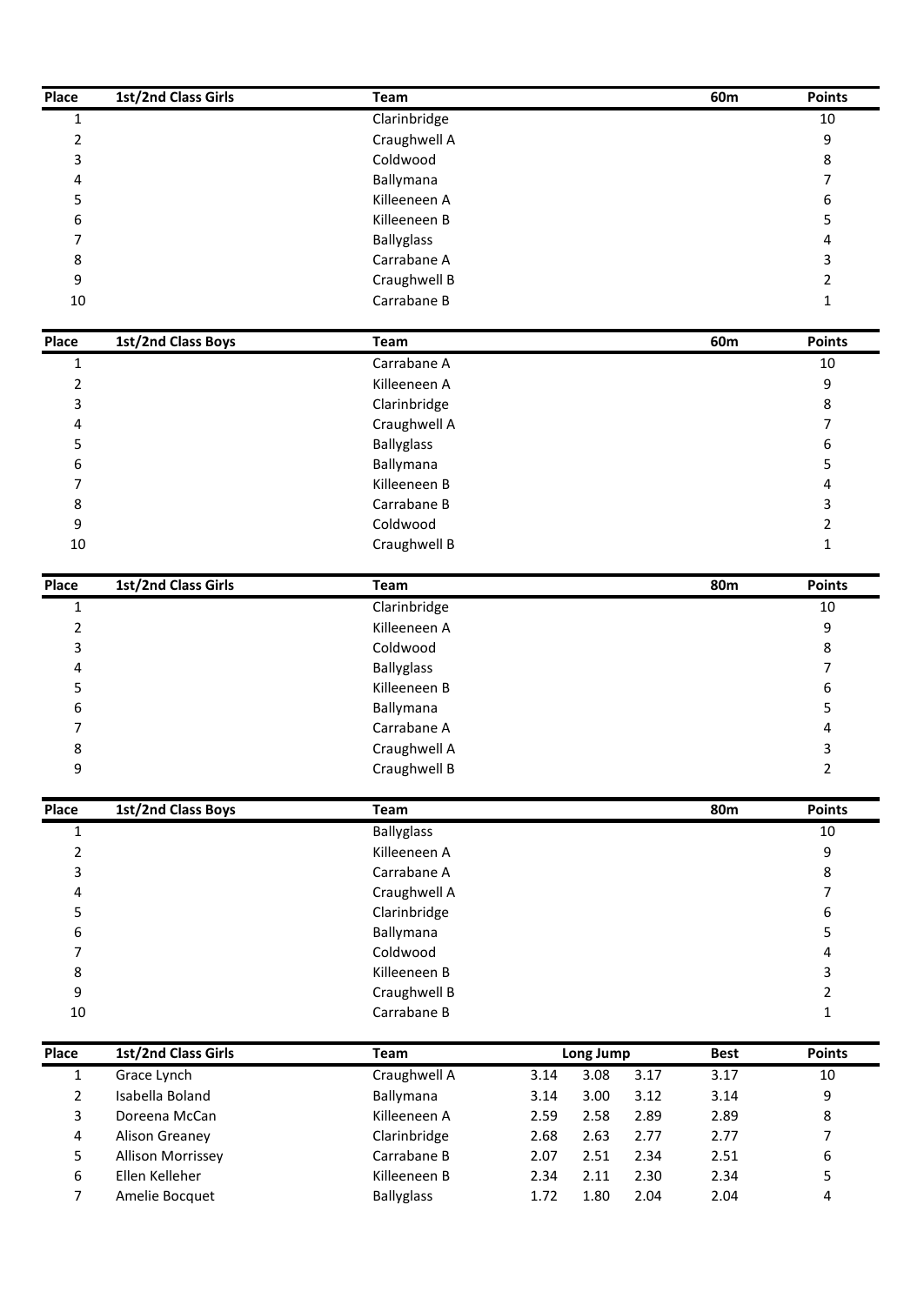| Place | 1st/2nd Class Girls | Team | 60m | Points |
|---|---|---|---|---|
| 1 | | Clarinbridge | | 10 |
| 2 | | Craughwell A | | 9 |
| 3 | | Coldwood | | 8 |
| 4 | | Ballymana | | 7 |
| 5 | | Killeeneen A | | 6 |
| 6 | | Killeeneen B | | 5 |
| 7 | | Ballyglass | | 4 |
| 8 | | Carrabane A | | 3 |
| 9 | | Craughwell B | | 2 |
| 10 | | Carrabane B | | 1 |

| Place | 1st/2nd Class Boys | Team | 60m | Points |
|---|---|---|---|---|
| 1 | | Carrabane A | | 10 |
| 2 | | Killeeneen A | | 9 |
| 3 | | Clarinbridge | | 8 |
| 4 | | Craughwell A | | 7 |
| 5 | | Ballyglass | | 6 |
| 6 | | Ballymana | | 5 |
| 7 | | Killeeneen B | | 4 |
| 8 | | Carrabane B | | 3 |
| 9 | | Coldwood | | 2 |
| 10 | | Craughwell B | | 1 |

| Place | 1st/2nd Class Girls | Team | 80m | Points |
|---|---|---|---|---|
| 1 | | Clarinbridge | | 10 |
| 2 | | Killeeneen A | | 9 |
| 3 | | Coldwood | | 8 |
| 4 | | Ballyglass | | 7 |
| 5 | | Killeeneen B | | 6 |
| 6 | | Ballymana | | 5 |
| 7 | | Carrabane A | | 4 |
| 8 | | Craughwell A | | 3 |
| 9 | | Craughwell B | | 2 |

| Place | 1st/2nd Class Boys | Team | 80m | Points |
|---|---|---|---|---|
| 1 | | Ballyglass | | 10 |
| 2 | | Killeeneen A | | 9 |
| 3 | | Carrabane A | | 8 |
| 4 | | Craughwell A | | 7 |
| 5 | | Clarinbridge | | 6 |
| 6 | | Ballymana | | 5 |
| 7 | | Coldwood | | 4 |
| 8 | | Killeeneen B | | 3 |
| 9 | | Craughwell B | | 2 |
| 10 | | Carrabane B | | 1 |

| Place | 1st/2nd Class Girls | Team | Long Jump | | | Best | Points |
|---|---|---|---|---|---|---|---|
| 1 | Grace Lynch | Craughwell A | 3.14 | 3.08 | 3.17 | 3.17 | 10 |
| 2 | Isabella Boland | Ballymana | 3.14 | 3.00 | 3.12 | 3.14 | 9 |
| 3 | Doreena McCan | Killeeneen A | 2.59 | 2.58 | 2.89 | 2.89 | 8 |
| 4 | Alison Greaney | Clarinbridge | 2.68 | 2.63 | 2.77 | 2.77 | 7 |
| 5 | Allison Morrissey | Carrabane B | 2.07 | 2.51 | 2.34 | 2.51 | 6 |
| 6 | Ellen Kelleher | Killeeneen B | 2.34 | 2.11 | 2.30 | 2.34 | 5 |
| 7 | Amelie Bocquet | Ballyglass | 1.72 | 1.80 | 2.04 | 2.04 | 4 |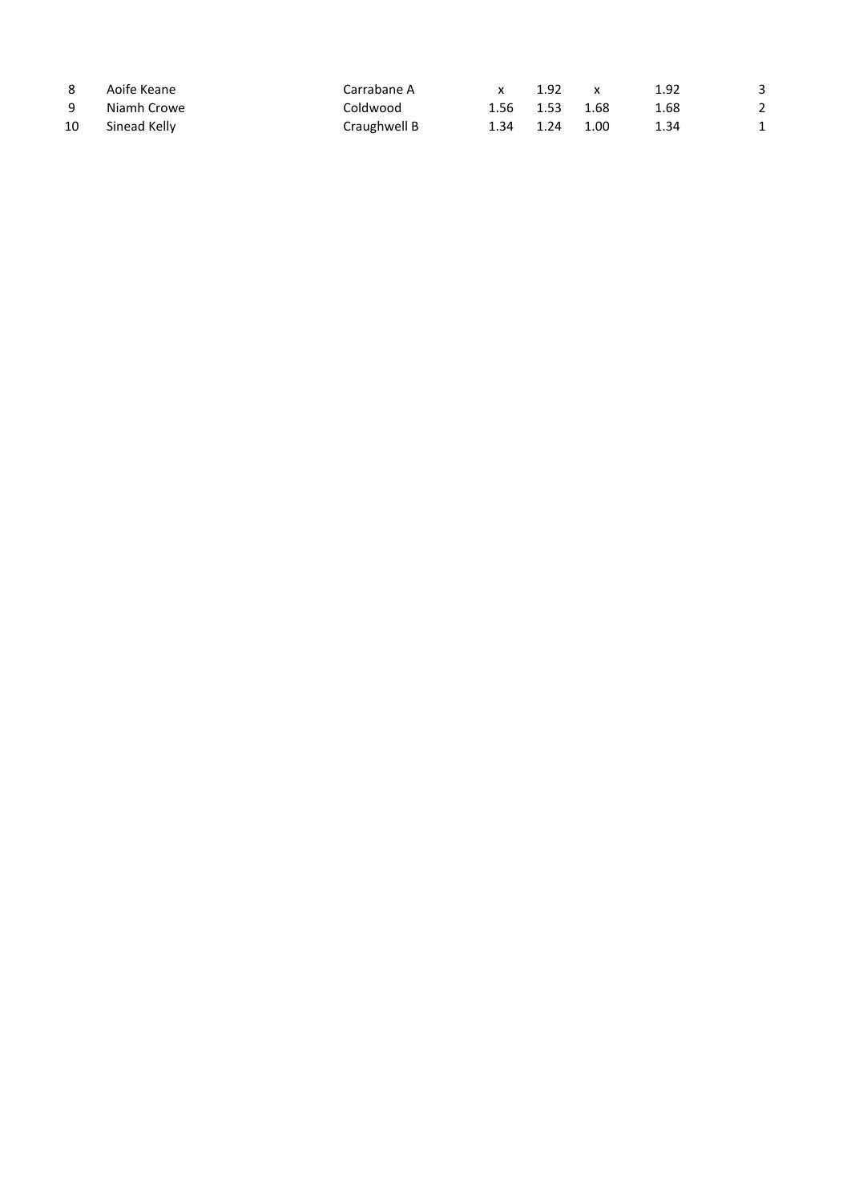| | | | | | | | |
|---|---|---|---|---|---|---|---|
| 8 | Aoife Keane | Carrabane A | x | 1.92 | x | 1.92 | 3 |
| 9 | Niamh Crowe | Coldwood | 1.56 | 1.53 | 1.68 | 1.68 | 2 |
| 10 | Sinead Kelly | Craughwell B | 1.34 | 1.24 | 1.00 | 1.34 | 1 |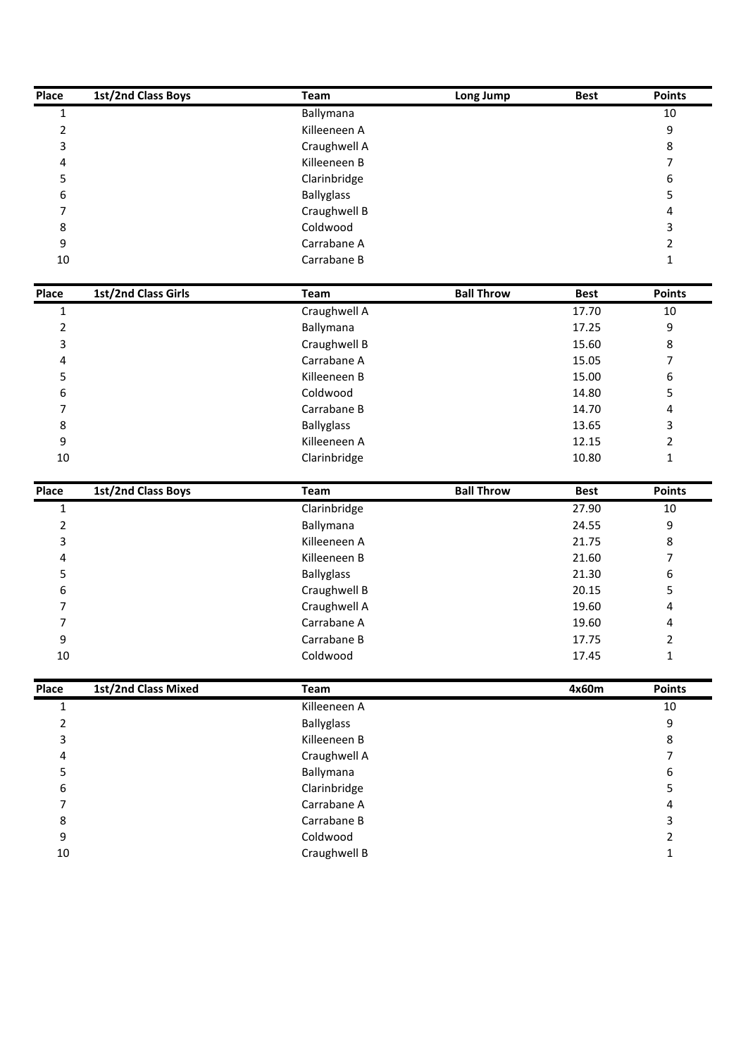| Place | 1st/2nd Class Boys | Team | Long Jump | Best | Points |
|---|---|---|---|---|---|
| 1 | | Ballymana | | | 10 |
| 2 | | Killeeneen A | | | 9 |
| 3 | | Craughwell A | | | 8 |
| 4 | | Killeeneen B | | | 7 |
| 5 | | Clarinbridge | | | 6 |
| 6 | | Ballyglass | | | 5 |
| 7 | | Craughwell B | | | 4 |
| 8 | | Coldwood | | | 3 |
| 9 | | Carrabane A | | | 2 |
| 10 | | Carrabane B | | | 1 |

| Place | 1st/2nd Class Girls | Team | Ball Throw | Best | Points |
|---|---|---|---|---|---|
| 1 | | Craughwell A | | 17.70 | 10 |
| 2 | | Ballymana | | 17.25 | 9 |
| 3 | | Craughwell B | | 15.60 | 8 |
| 4 | | Carrabane A | | 15.05 | 7 |
| 5 | | Killeeneen B | | 15.00 | 6 |
| 6 | | Coldwood | | 14.80 | 5 |
| 7 | | Carrabane B | | 14.70 | 4 |
| 8 | | Ballyglass | | 13.65 | 3 |
| 9 | | Killeeneen A | | 12.15 | 2 |
| 10 | | Clarinbridge | | 10.80 | 1 |

| Place | 1st/2nd Class Boys | Team | Ball Throw | Best | Points |
|---|---|---|---|---|---|
| 1 | | Clarinbridge | | 27.90 | 10 |
| 2 | | Ballymana | | 24.55 | 9 |
| 3 | | Killeeneen A | | 21.75 | 8 |
| 4 | | Killeeneen B | | 21.60 | 7 |
| 5 | | Ballyglass | | 21.30 | 6 |
| 6 | | Craughwell B | | 20.15 | 5 |
| 7 | | Craughwell A | | 19.60 | 4 |
| 7 | | Carrabane A | | 19.60 | 4 |
| 9 | | Carrabane B | | 17.75 | 2 |
| 10 | | Coldwood | | 17.45 | 1 |

| Place | 1st/2nd Class Mixed | Team | | 4x60m | Points |
|---|---|---|---|---|---|
| 1 | | Killeeneen A | | | 10 |
| 2 | | Ballyglass | | | 9 |
| 3 | | Killeeneen B | | | 8 |
| 4 | | Craughwell A | | | 7 |
| 5 | | Ballymana | | | 6 |
| 6 | | Clarinbridge | | | 5 |
| 7 | | Carrabane A | | | 4 |
| 8 | | Carrabane B | | | 3 |
| 9 | | Coldwood | | | 2 |
| 10 | | Craughwell B | | | 1 |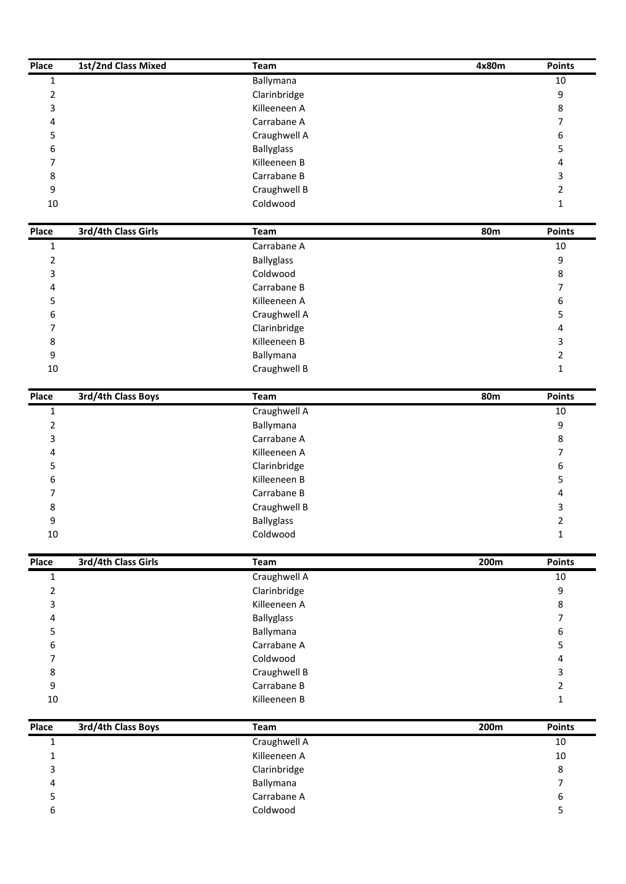| Place | 1st/2nd Class Mixed | Team | 4x80m | Points |
|---|---|---|---|---|
| 1 | | Ballymana | | 10 |
| 2 | | Clarinbridge | | 9 |
| 3 | | Killeeneen A | | 8 |
| 4 | | Carrabane A | | 7 |
| 5 | | Craughwell A | | 6 |
| 6 | | Ballyglass | | 5 |
| 7 | | Killeeneen B | | 4 |
| 8 | | Carrabane B | | 3 |
| 9 | | Craughwell B | | 2 |
| 10 | | Coldwood | | 1 |

| Place | 3rd/4th Class Girls | Team | 80m | Points |
|---|---|---|---|---|
| 1 | | Carrabane A | | 10 |
| 2 | | Ballyglass | | 9 |
| 3 | | Coldwood | | 8 |
| 4 | | Carrabane B | | 7 |
| 5 | | Killeeneen A | | 6 |
| 6 | | Craughwell A | | 5 |
| 7 | | Clarinbridge | | 4 |
| 8 | | Killeeneen B | | 3 |
| 9 | | Ballymana | | 2 |
| 10 | | Craughwell B | | 1 |

| Place | 3rd/4th Class Boys | Team | 80m | Points |
|---|---|---|---|---|
| 1 | | Craughwell A | | 10 |
| 2 | | Ballymana | | 9 |
| 3 | | Carrabane A | | 8 |
| 4 | | Killeeneen A | | 7 |
| 5 | | Clarinbridge | | 6 |
| 6 | | Killeeneen B | | 5 |
| 7 | | Carrabane B | | 4 |
| 8 | | Craughwell B | | 3 |
| 9 | | Ballyglass | | 2 |
| 10 | | Coldwood | | 1 |

| Place | 3rd/4th Class Girls | Team | 200m | Points |
|---|---|---|---|---|
| 1 | | Craughwell A | | 10 |
| 2 | | Clarinbridge | | 9 |
| 3 | | Killeeneen A | | 8 |
| 4 | | Ballyglass | | 7 |
| 5 | | Ballymana | | 6 |
| 6 | | Carrabane A | | 5 |
| 7 | | Coldwood | | 4 |
| 8 | | Craughwell B | | 3 |
| 9 | | Carrabane B | | 2 |
| 10 | | Killeeneen B | | 1 |

| Place | 3rd/4th Class Boys | Team | 200m | Points |
|---|---|---|---|---|
| 1 | | Craughwell A | | 10 |
| 1 | | Killeeneen A | | 10 |
| 3 | | Clarinbridge | | 8 |
| 4 | | Ballymana | | 7 |
| 5 | | Carrabane A | | 6 |
| 6 | | Coldwood | | 5 |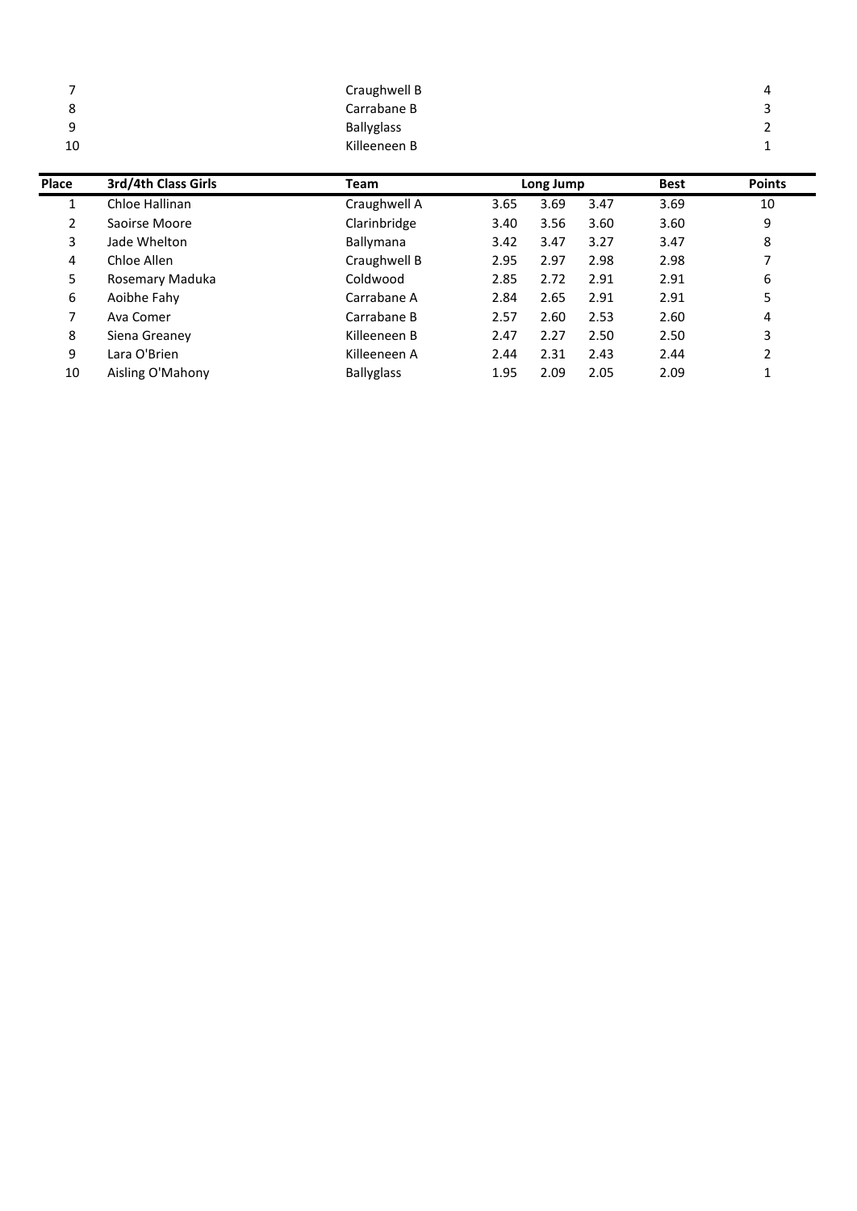| | | | |
|---|---|---|---|
| 7 | | Craughwell B | 4 |
| 8 | | Carrabane B | 3 |
| 9 | | Ballyglass | 2 |
| 10 | | Killeeneen B | 1 |

| Place | 3rd/4th Class Girls | Team | Long Jump | | | Best | Points |
|---|---|---|---|---|---|---|---|
| 1 | Chloe Hallinan | Craughwell A | 3.65 | 3.69 | 3.47 | 3.69 | 10 |
| 2 | Saoirse Moore | Clarinbridge | 3.40 | 3.56 | 3.60 | 3.60 | 9 |
| 3 | Jade Whelton | Ballymana | 3.42 | 3.47 | 3.27 | 3.47 | 8 |
| 4 | Chloe Allen | Craughwell B | 2.95 | 2.97 | 2.98 | 2.98 | 7 |
| 5 | Rosemary Maduka | Coldwood | 2.85 | 2.72 | 2.91 | 2.91 | 6 |
| 6 | Aoibhe Fahy | Carrabane A | 2.84 | 2.65 | 2.91 | 2.91 | 5 |
| 7 | Ava Comer | Carrabane B | 2.57 | 2.60 | 2.53 | 2.60 | 4 |
| 8 | Siena Greaney | Killeeneen B | 2.47 | 2.27 | 2.50 | 2.50 | 3 |
| 9 | Lara O'Brien | Killeeneen A | 2.44 | 2.31 | 2.43 | 2.44 | 2 |
| 10 | Aisling O'Mahony | Ballyglass | 1.95 | 2.09 | 2.05 | 2.09 | 1 |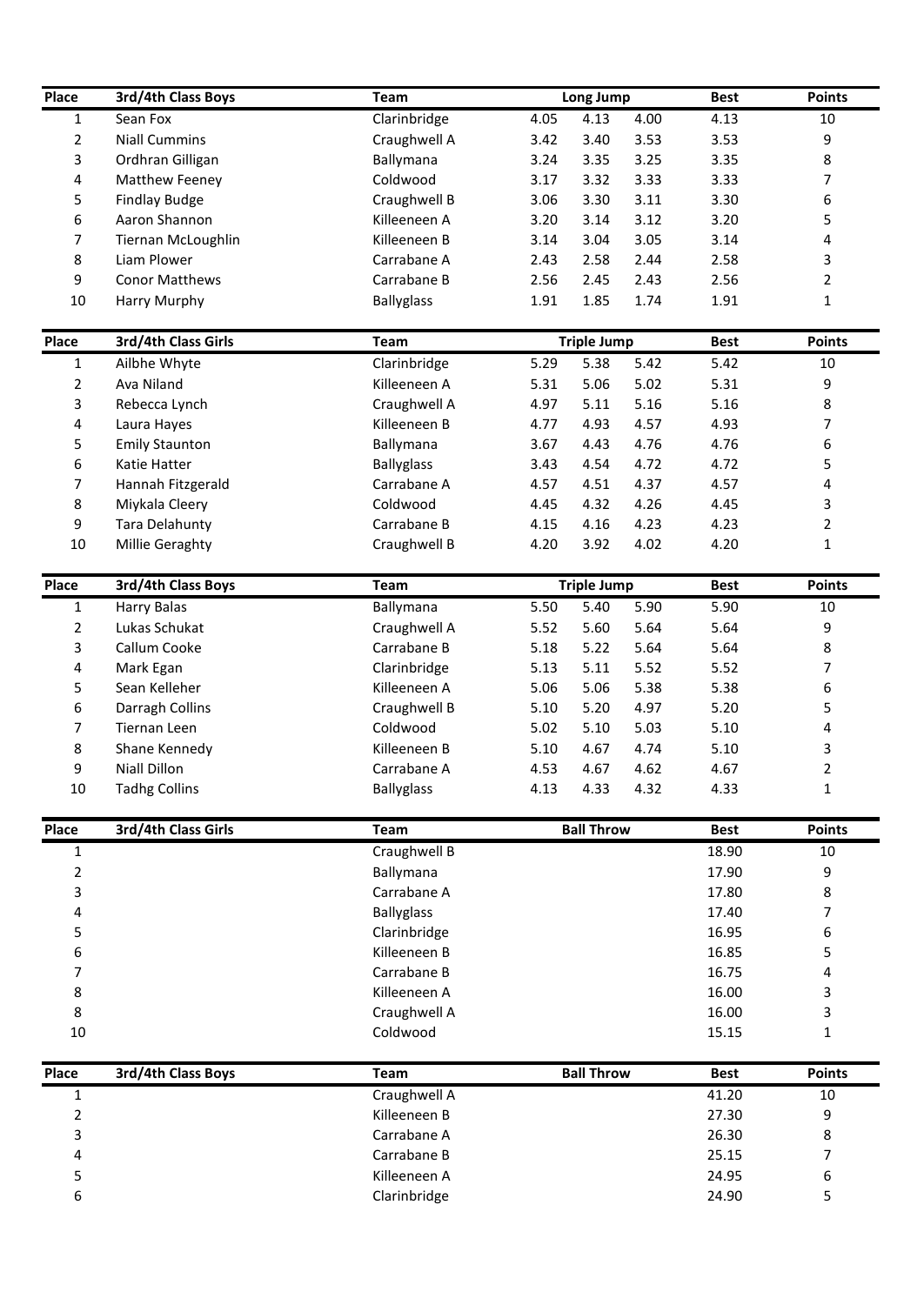| Place | 3rd/4th Class Boys | Team | Long Jump | | | Best | Points |
|---|---|---|---|---|---|---|---|
| 1 | Sean Fox | Clarinbridge | 4.05 | 4.13 | 4.00 | 4.13 | 10 |
| 2 | Niall Cummins | Craughwell A | 3.42 | 3.40 | 3.53 | 3.53 | 9 |
| 3 | Ordhran Gilligan | Ballymana | 3.24 | 3.35 | 3.25 | 3.35 | 8 |
| 4 | Matthew Feeney | Coldwood | 3.17 | 3.32 | 3.33 | 3.33 | 7 |
| 5 | Findlay Budge | Craughwell B | 3.06 | 3.30 | 3.11 | 3.30 | 6 |
| 6 | Aaron Shannon | Killeeneen A | 3.20 | 3.14 | 3.12 | 3.20 | 5 |
| 7 | Tiernan McLoughlin | Killeeneen B | 3.14 | 3.04 | 3.05 | 3.14 | 4 |
| 8 | Liam Plower | Carrabane A | 2.43 | 2.58 | 2.44 | 2.58 | 3 |
| 9 | Conor Matthews | Carrabane B | 2.56 | 2.45 | 2.43 | 2.56 | 2 |
| 10 | Harry Murphy | Ballyglass | 1.91 | 1.85 | 1.74 | 1.91 | 1 |

| Place | 3rd/4th Class Girls | Team | Triple Jump | | | Best | Points |
|---|---|---|---|---|---|---|---|
| 1 | Ailbhe Whyte | Clarinbridge | 5.29 | 5.38 | 5.42 | 5.42 | 10 |
| 2 | Ava Niland | Killeeneen A | 5.31 | 5.06 | 5.02 | 5.31 | 9 |
| 3 | Rebecca Lynch | Craughwell A | 4.97 | 5.11 | 5.16 | 5.16 | 8 |
| 4 | Laura Hayes | Killeeneen B | 4.77 | 4.93 | 4.57 | 4.93 | 7 |
| 5 | Emily Staunton | Ballymana | 3.67 | 4.43 | 4.76 | 4.76 | 6 |
| 6 | Katie Hatter | Ballyglass | 3.43 | 4.54 | 4.72 | 4.72 | 5 |
| 7 | Hannah Fitzgerald | Carrabane A | 4.57 | 4.51 | 4.37 | 4.57 | 4 |
| 8 | Miykala Cleery | Coldwood | 4.45 | 4.32 | 4.26 | 4.45 | 3 |
| 9 | Tara Delahunty | Carrabane B | 4.15 | 4.16 | 4.23 | 4.23 | 2 |
| 10 | Millie Geraghty | Craughwell B | 4.20 | 3.92 | 4.02 | 4.20 | 1 |

| Place | 3rd/4th Class Boys | Team | Triple Jump | | | Best | Points |
|---|---|---|---|---|---|---|---|
| 1 | Harry Balas | Ballymana | 5.50 | 5.40 | 5.90 | 5.90 | 10 |
| 2 | Lukas Schukat | Craughwell A | 5.52 | 5.60 | 5.64 | 5.64 | 9 |
| 3 | Callum Cooke | Carrabane B | 5.18 | 5.22 | 5.64 | 5.64 | 8 |
| 4 | Mark Egan | Clarinbridge | 5.13 | 5.11 | 5.52 | 5.52 | 7 |
| 5 | Sean Kelleher | Killeeneen A | 5.06 | 5.06 | 5.38 | 5.38 | 6 |
| 6 | Darragh Collins | Craughwell B | 5.10 | 5.20 | 4.97 | 5.20 | 5 |
| 7 | Tiernan Leen | Coldwood | 5.02 | 5.10 | 5.03 | 5.10 | 4 |
| 8 | Shane Kennedy | Killeeneen B | 5.10 | 4.67 | 4.74 | 5.10 | 3 |
| 9 | Niall Dillon | Carrabane A | 4.53 | 4.67 | 4.62 | 4.67 | 2 |
| 10 | Tadhg Collins | Ballyglass | 4.13 | 4.33 | 4.32 | 4.33 | 1 |

| Place | 3rd/4th Class Girls | Team | Ball Throw | Best | Points |
|---|---|---|---|---|---|
| 1 | | Craughwell B | | 18.90 | 10 |
| 2 | | Ballymana | | 17.90 | 9 |
| 3 | | Carrabane A | | 17.80 | 8 |
| 4 | | Ballyglass | | 17.40 | 7 |
| 5 | | Clarinbridge | | 16.95 | 6 |
| 6 | | Killeeneen B | | 16.85 | 5 |
| 7 | | Carrabane B | | 16.75 | 4 |
| 8 | | Killeeneen A | | 16.00 | 3 |
| 8 | | Craughwell A | | 16.00 | 3 |
| 10 | | Coldwood | | 15.15 | 1 |

| Place | 3rd/4th Class Boys | Team | Ball Throw | Best | Points |
|---|---|---|---|---|---|
| 1 | | Craughwell A | | 41.20 | 10 |
| 2 | | Killeeneen B | | 27.30 | 9 |
| 3 | | Carrabane A | | 26.30 | 8 |
| 4 | | Carrabane B | | 25.15 | 7 |
| 5 | | Killeeneen A | | 24.95 | 6 |
| 6 | | Clarinbridge | | 24.90 | 5 |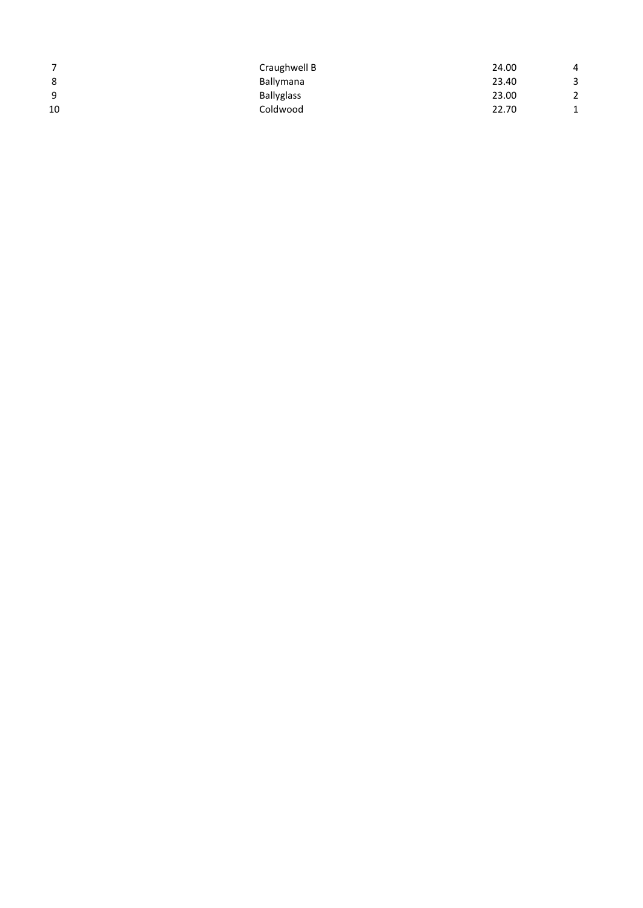| | | | |
|---|---|---|---|
| 7 | Craughwell B | 24.00 | 4 |
| 8 | Ballymana | 23.40 | 3 |
| 9 | Ballyglass | 23.00 | 2 |
| 10 | Coldwood | 22.70 | 1 |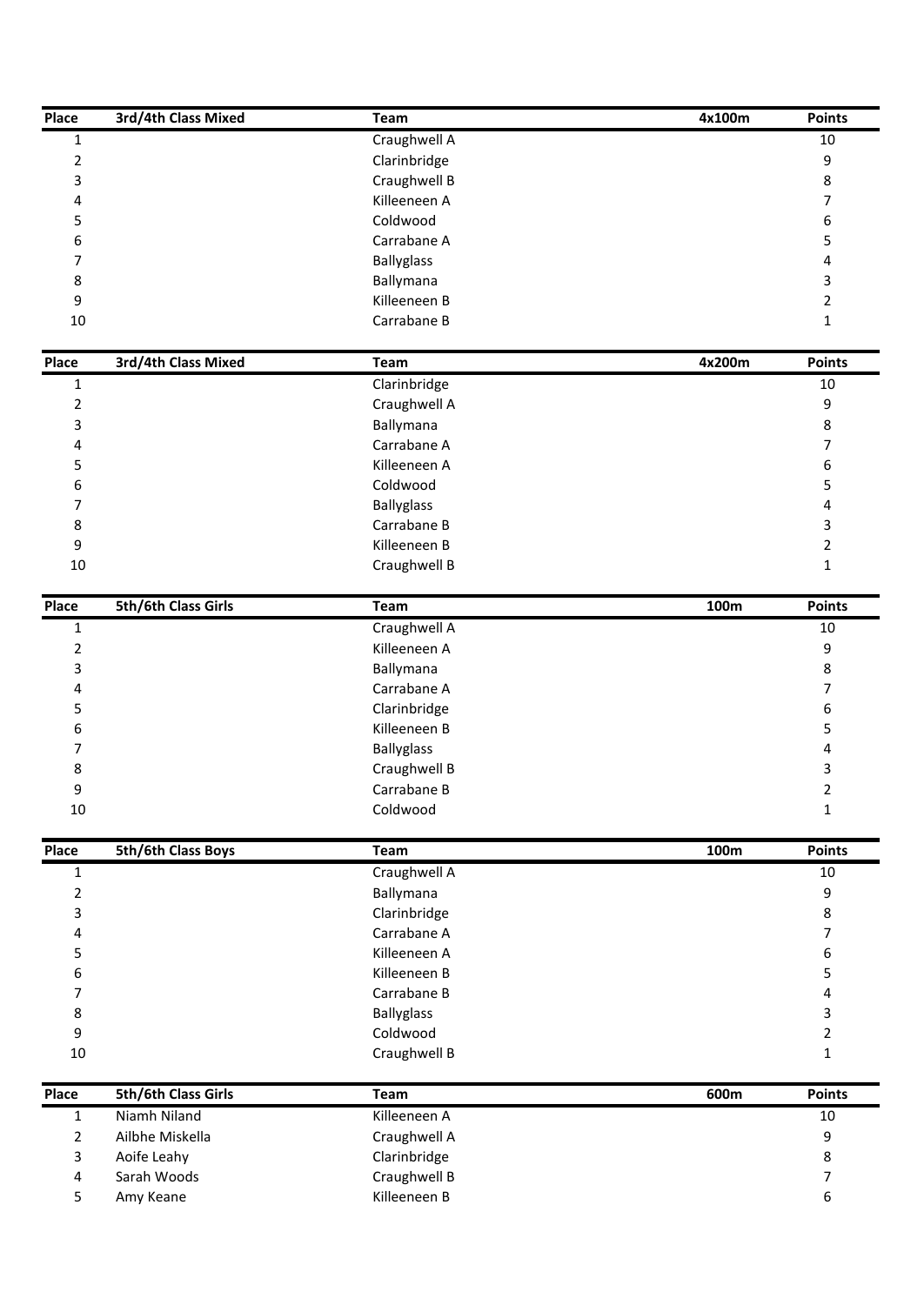| Place | 3rd/4th Class Mixed | Team | 4x100m | Points |
|---|---|---|---|---|
| 1 | | Craughwell A | | 10 |
| 2 | | Clarinbridge | | 9 |
| 3 | | Craughwell B | | 8 |
| 4 | | Killeeneen A | | 7 |
| 5 | | Coldwood | | 6 |
| 6 | | Carrabane A | | 5 |
| 7 | | Ballyglass | | 4 |
| 8 | | Ballymana | | 3 |
| 9 | | Killeeneen B | | 2 |
| 10 | | Carrabane B | | 1 |

| Place | 3rd/4th Class Mixed | Team | 4x200m | Points |
|---|---|---|---|---|
| 1 | | Clarinbridge | | 10 |
| 2 | | Craughwell A | | 9 |
| 3 | | Ballymana | | 8 |
| 4 | | Carrabane A | | 7 |
| 5 | | Killeeneen A | | 6 |
| 6 | | Coldwood | | 5 |
| 7 | | Ballyglass | | 4 |
| 8 | | Carrabane B | | 3 |
| 9 | | Killeeneen B | | 2 |
| 10 | | Craughwell B | | 1 |

| Place | 5th/6th Class Girls | Team | 100m | Points |
|---|---|---|---|---|
| 1 | | Craughwell A | | 10 |
| 2 | | Killeeneen A | | 9 |
| 3 | | Ballymana | | 8 |
| 4 | | Carrabane A | | 7 |
| 5 | | Clarinbridge | | 6 |
| 6 | | Killeeneen B | | 5 |
| 7 | | Ballyglass | | 4 |
| 8 | | Craughwell B | | 3 |
| 9 | | Carrabane B | | 2 |
| 10 | | Coldwood | | 1 |

| Place | 5th/6th Class Boys | Team | 100m | Points |
|---|---|---|---|---|
| 1 | | Craughwell A | | 10 |
| 2 | | Ballymana | | 9 |
| 3 | | Clarinbridge | | 8 |
| 4 | | Carrabane A | | 7 |
| 5 | | Killeeneen A | | 6 |
| 6 | | Killeeneen B | | 5 |
| 7 | | Carrabane B | | 4 |
| 8 | | Ballyglass | | 3 |
| 9 | | Coldwood | | 2 |
| 10 | | Craughwell B | | 1 |

| Place | 5th/6th Class Girls | Team | 600m | Points |
|---|---|---|---|---|
| 1 | Niamh Niland | Killeeneen A | | 10 |
| 2 | Ailbhe Miskella | Craughwell A | | 9 |
| 3 | Aoife Leahy | Clarinbridge | | 8 |
| 4 | Sarah Woods | Craughwell B | | 7 |
| 5 | Amy Keane | Killeeneen B | | 6 |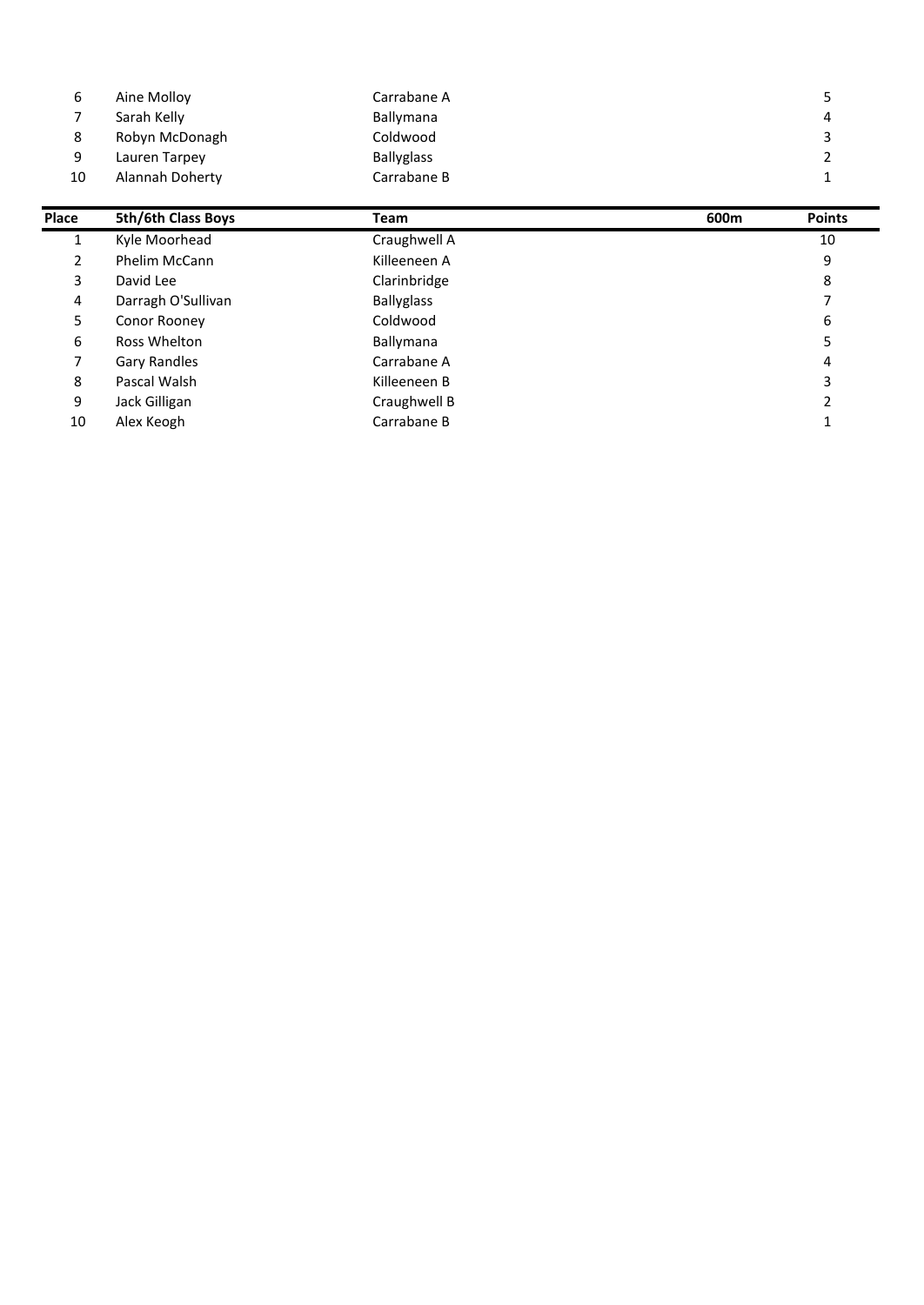| | | | | |
|---|---|---|---|---|
| 6 | Aine Molloy | Carrabane A | | 5 |
| 7 | Sarah Kelly | Ballymana | | 4 |
| 8 | Robyn McDonagh | Coldwood | | 3 |
| 9 | Lauren Tarpey | Ballyglass | | 2 |
| 10 | Alannah Doherty | Carrabane B | | 1 |

| Place | 5th/6th Class Boys | Team | 600m | Points |
|---|---|---|---|---|
| 1 | Kyle Moorhead | Craughwell A | | 10 |
| 2 | Phelim McCann | Killeeneen A | | 9 |
| 3 | David Lee | Clarinbridge | | 8 |
| 4 | Darragh O'Sullivan | Ballyglass | | 7 |
| 5 | Conor Rooney | Coldwood | | 6 |
| 6 | Ross Whelton | Ballymana | | 5 |
| 7 | Gary Randles | Carrabane A | | 4 |
| 8 | Pascal Walsh | Killeeneen B | | 3 |
| 9 | Jack Gilligan | Craughwell B | | 2 |
| 10 | Alex Keogh | Carrabane B | | 1 |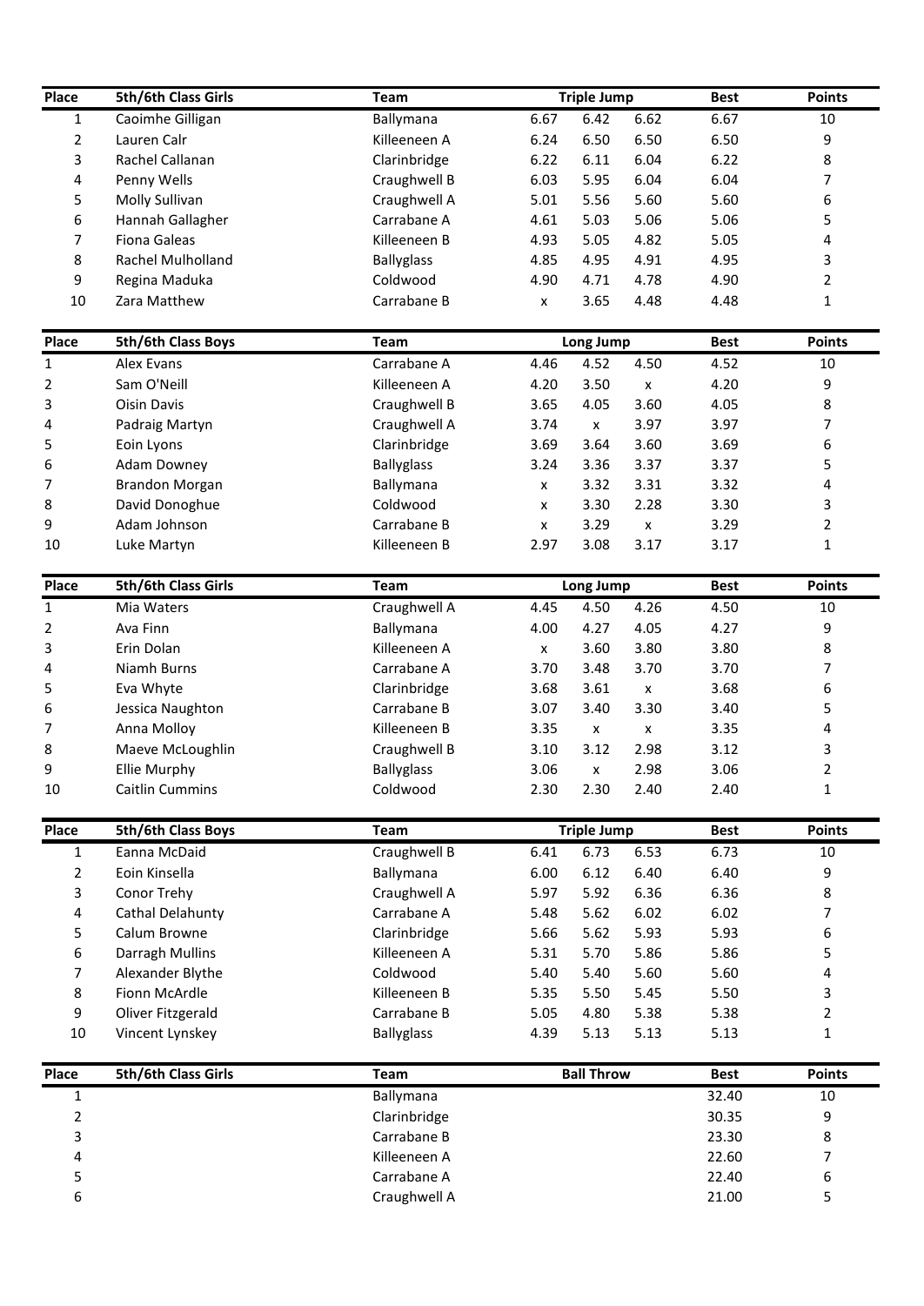| Place | 5th/6th Class Girls | Team | Triple Jump | | | Best | Points |
|---|---|---|---|---|---|---|---|
| 1 | Caoimhe Gilligan | Ballymana | 6.67 | 6.42 | 6.62 | 6.67 | 10 |
| 2 | Lauren Calr | Killeeneen A | 6.24 | 6.50 | 6.50 | 6.50 | 9 |
| 3 | Rachel Callanan | Clarinbridge | 6.22 | 6.11 | 6.04 | 6.22 | 8 |
| 4 | Penny Wells | Craughwell B | 6.03 | 5.95 | 6.04 | 6.04 | 7 |
| 5 | Molly Sullivan | Craughwell A | 5.01 | 5.56 | 5.60 | 5.60 | 6 |
| 6 | Hannah Gallagher | Carrabane A | 4.61 | 5.03 | 5.06 | 5.06 | 5 |
| 7 | Fiona Galeas | Killeeneen B | 4.93 | 5.05 | 4.82 | 5.05 | 4 |
| 8 | Rachel Mulholland | Ballyglass | 4.85 | 4.95 | 4.91 | 4.95 | 3 |
| 9 | Regina Maduka | Coldwood | 4.90 | 4.71 | 4.78 | 4.90 | 2 |
| 10 | Zara Matthew | Carrabane B | x | 3.65 | 4.48 | 4.48 | 1 |

| Place | 5th/6th Class Boys | Team | Long Jump | | | Best | Points |
|---|---|---|---|---|---|---|---|
| 1 | Alex Evans | Carrabane A | 4.46 | 4.52 | 4.50 | 4.52 | 10 |
| 2 | Sam O'Neill | Killeeneen A | 4.20 | 3.50 | x | 4.20 | 9 |
| 3 | Oisin Davis | Craughwell B | 3.65 | 4.05 | 3.60 | 4.05 | 8 |
| 4 | Padraig Martyn | Craughwell A | 3.74 | x | 3.97 | 3.97 | 7 |
| 5 | Eoin Lyons | Clarinbridge | 3.69 | 3.64 | 3.60 | 3.69 | 6 |
| 6 | Adam Downey | Ballyglass | 3.24 | 3.36 | 3.37 | 3.37 | 5 |
| 7 | Brandon Morgan | Ballymana | x | 3.32 | 3.31 | 3.32 | 4 |
| 8 | David Donoghue | Coldwood | x | 3.30 | 2.28 | 3.30 | 3 |
| 9 | Adam Johnson | Carrabane B | x | 3.29 | x | 3.29 | 2 |
| 10 | Luke Martyn | Killeeneen B | 2.97 | 3.08 | 3.17 | 3.17 | 1 |

| Place | 5th/6th Class Girls | Team | Long Jump | | | Best | Points |
|---|---|---|---|---|---|---|---|
| 1 | Mia Waters | Craughwell A | 4.45 | 4.50 | 4.26 | 4.50 | 10 |
| 2 | Ava Finn | Ballymana | 4.00 | 4.27 | 4.05 | 4.27 | 9 |
| 3 | Erin Dolan | Killeeneen A | x | 3.60 | 3.80 | 3.80 | 8 |
| 4 | Niamh Burns | Carrabane A | 3.70 | 3.48 | 3.70 | 3.70 | 7 |
| 5 | Eva Whyte | Clarinbridge | 3.68 | 3.61 | x | 3.68 | 6 |
| 6 | Jessica Naughton | Carrabane B | 3.07 | 3.40 | 3.30 | 3.40 | 5 |
| 7 | Anna Molloy | Killeeneen B | 3.35 | x | x | 3.35 | 4 |
| 8 | Maeve McLoughlin | Craughwell B | 3.10 | 3.12 | 2.98 | 3.12 | 3 |
| 9 | Ellie Murphy | Ballyglass | 3.06 | x | 2.98 | 3.06 | 2 |
| 10 | Caitlin Cummins | Coldwood | 2.30 | 2.30 | 2.40 | 2.40 | 1 |

| Place | 5th/6th Class Boys | Team | Triple Jump | | | Best | Points |
|---|---|---|---|---|---|---|---|
| 1 | Eanna McDaid | Craughwell B | 6.41 | 6.73 | 6.53 | 6.73 | 10 |
| 2 | Eoin Kinsella | Ballymana | 6.00 | 6.12 | 6.40 | 6.40 | 9 |
| 3 | Conor Trehy | Craughwell A | 5.97 | 5.92 | 6.36 | 6.36 | 8 |
| 4 | Cathal Delahunty | Carrabane A | 5.48 | 5.62 | 6.02 | 6.02 | 7 |
| 5 | Calum Browne | Clarinbridge | 5.66 | 5.62 | 5.93 | 5.93 | 6 |
| 6 | Darragh Mullins | Killeeneen A | 5.31 | 5.70 | 5.86 | 5.86 | 5 |
| 7 | Alexander Blythe | Coldwood | 5.40 | 5.40 | 5.60 | 5.60 | 4 |
| 8 | Fionn McArdle | Killeeneen B | 5.35 | 5.50 | 5.45 | 5.50 | 3 |
| 9 | Oliver Fitzgerald | Carrabane B | 5.05 | 4.80 | 5.38 | 5.38 | 2 |
| 10 | Vincent Lynskey | Ballyglass | 4.39 | 5.13 | 5.13 | 5.13 | 1 |

| Place | 5th/6th Class Girls | Team | Ball Throw | Best | Points |
|---|---|---|---|---|---|
| 1 | | Ballymana | | 32.40 | 10 |
| 2 | | Clarinbridge | | 30.35 | 9 |
| 3 | | Carrabane B | | 23.30 | 8 |
| 4 | | Killeeneen A | | 22.60 | 7 |
| 5 | | Carrabane A | | 22.40 | 6 |
| 6 | | Craughwell A | | 21.00 | 5 |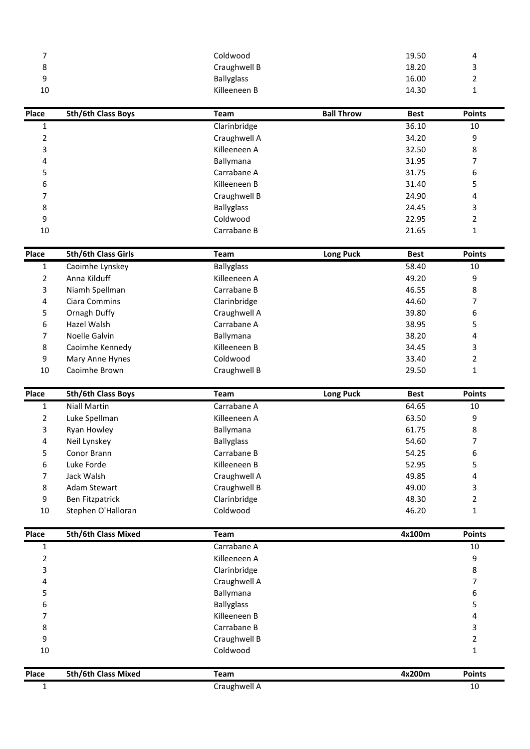| Place | | Team | | Best | Points |
|---|---|---|---|---|---|
| 7 | | Coldwood | | 19.50 | 4 |
| 8 | | Craughwell B | | 18.20 | 3 |
| 9 | | Ballyglass | | 16.00 | 2 |
| 10 | | Killeeneen B | | 14.30 | 1 |

| Place | 5th/6th Class Boys | Team | Ball Throw | Best | Points |
|---|---|---|---|---|---|
| 1 | | Clarinbridge | | 36.10 | 10 |
| 2 | | Craughwell A | | 34.20 | 9 |
| 3 | | Killeeneen A | | 32.50 | 8 |
| 4 | | Ballymana | | 31.95 | 7 |
| 5 | | Carrabane A | | 31.75 | 6 |
| 6 | | Killeeneen B | | 31.40 | 5 |
| 7 | | Craughwell B | | 24.90 | 4 |
| 8 | | Ballyglass | | 24.45 | 3 |
| 9 | | Coldwood | | 22.95 | 2 |
| 10 | | Carrabane B | | 21.65 | 1 |

| Place | 5th/6th Class Girls | Team | Long Puck | Best | Points |
|---|---|---|---|---|---|
| 1 | Caoimhe Lynskey | Ballyglass | | 58.40 | 10 |
| 2 | Anna Kilduff | Killeeneen A | | 49.20 | 9 |
| 3 | Niamh Spellman | Carrabane B | | 46.55 | 8 |
| 4 | Ciara Commins | Clarinbridge | | 44.60 | 7 |
| 5 | Ornagh Duffy | Craughwell A | | 39.80 | 6 |
| 6 | Hazel Walsh | Carrabane A | | 38.95 | 5 |
| 7 | Noelle Galvin | Ballymana | | 38.20 | 4 |
| 8 | Caoimhe Kennedy | Killeeneen B | | 34.45 | 3 |
| 9 | Mary Anne Hynes | Coldwood | | 33.40 | 2 |
| 10 | Caoimhe Brown | Craughwell B | | 29.50 | 1 |

| Place | 5th/6th Class Boys | Team | Long Puck | Best | Points |
|---|---|---|---|---|---|
| 1 | Niall Martin | Carrabane A | | 64.65 | 10 |
| 2 | Luke Spellman | Killeeneen A | | 63.50 | 9 |
| 3 | Ryan Howley | Ballymana | | 61.75 | 8 |
| 4 | Neil Lynskey | Ballyglass | | 54.60 | 7 |
| 5 | Conor Brann | Carrabane B | | 54.25 | 6 |
| 6 | Luke Forde | Killeeneen B | | 52.95 | 5 |
| 7 | Jack Walsh | Craughwell A | | 49.85 | 4 |
| 8 | Adam Stewart | Craughwell B | | 49.00 | 3 |
| 9 | Ben Fitzpatrick | Clarinbridge | | 48.30 | 2 |
| 10 | Stephen O'Halloran | Coldwood | | 46.20 | 1 |

| Place | 5th/6th Class Mixed | Team | | 4x100m | Points |
|---|---|---|---|---|---|
| 1 | | Carrabane A | | | 10 |
| 2 | | Killeeneen A | | | 9 |
| 3 | | Clarinbridge | | | 8 |
| 4 | | Craughwell A | | | 7 |
| 5 | | Ballymana | | | 6 |
| 6 | | Ballyglass | | | 5 |
| 7 | | Killeeneen B | | | 4 |
| 8 | | Carrabane B | | | 3 |
| 9 | | Craughwell B | | | 2 |
| 10 | | Coldwood | | | 1 |

| Place | 5th/6th Class Mixed | Team | | 4x200m | Points |
|---|---|---|---|---|---|
| 1 | | Craughwell A | | | 10 |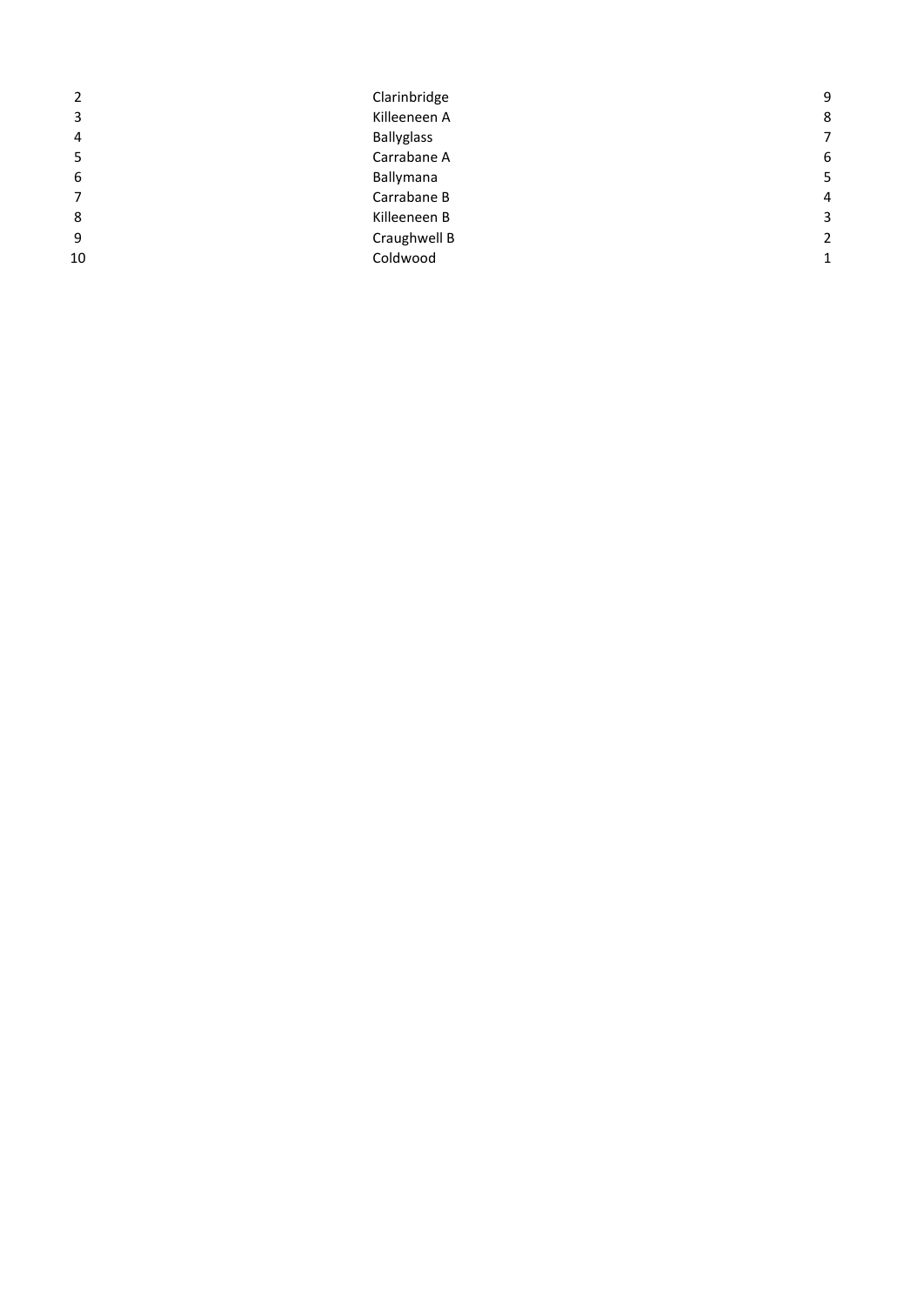| | | |
|---|---|---|
| 2 | Clarinbridge | 9 |
| 3 | Killeeneen A | 8 |
| 4 | Ballyglass | 7 |
| 5 | Carrabane A | 6 |
| 6 | Ballymana | 5 |
| 7 | Carrabane B | 4 |
| 8 | Killeeneen B | 3 |
| 9 | Craughwell B | 2 |
| 10 | Coldwood | 1 |